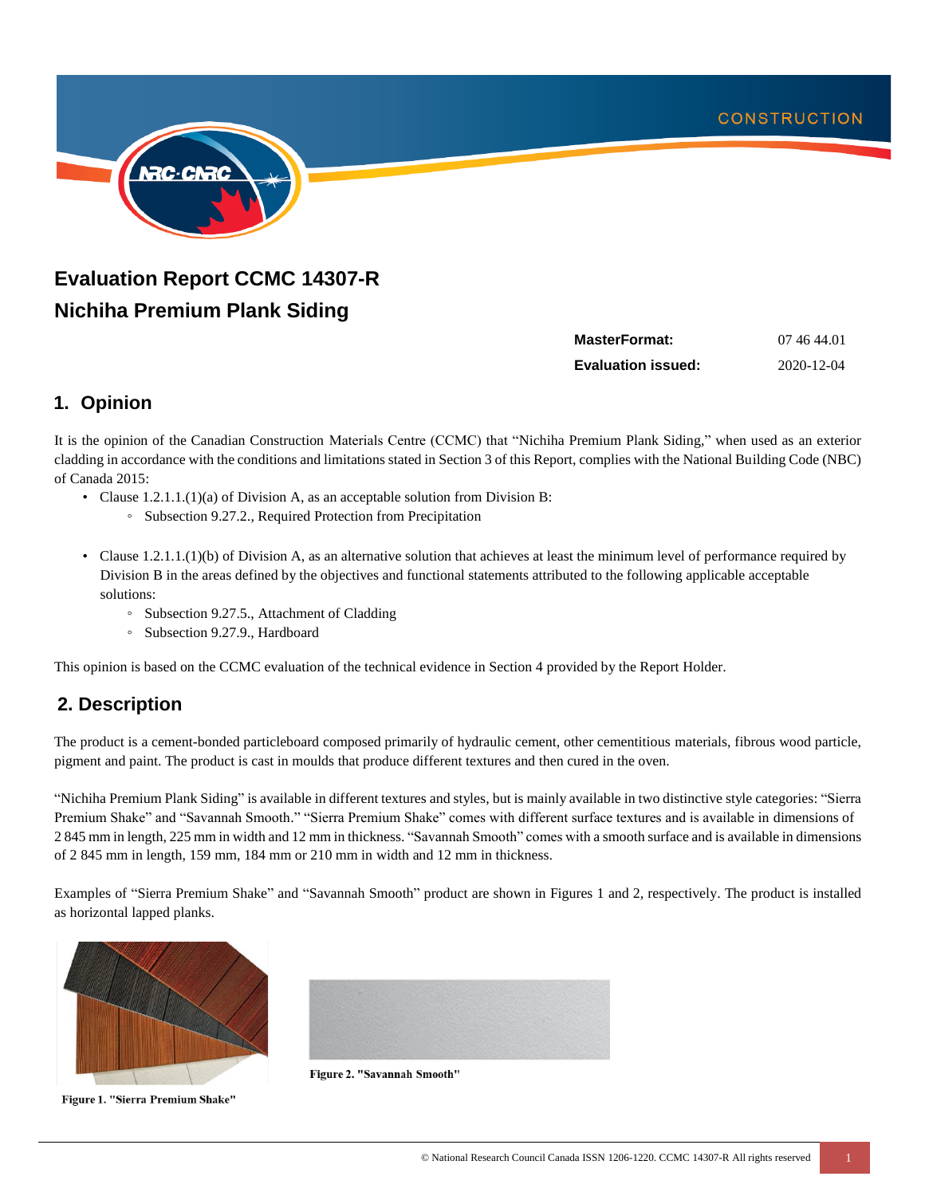# Evaluation Report CCMC 14307-R
# Nichiha Premium Plank Siding

| | |
|---|---|
| **MasterFormat:** | 07 46 44.01 |
| **Evaluation issued:** | 2020-12-04 |

## 1. Opinion

It is the opinion of the Canadian Construction Materials Centre (CCMC) that "Nichiha Premium Plank Siding," when used as an exterior cladding in accordance with the conditions and limitations stated in Section 3 of this Report, complies with the National Building Code (NBC) of Canada 2015:

- Clause 1.2.1.1.(1)(a) of Division A, as an acceptable solution from Division B:
  - Subsection 9.27.2., Required Protection from Precipitation
- Clause 1.2.1.1.(1)(b) of Division A, as an alternative solution that achieves at least the minimum level of performance required by Division B in the areas defined by the objectives and functional statements attributed to the following applicable acceptable solutions:
  - Subsection 9.27.5., Attachment of Cladding
  - Subsection 9.27.9., Hardboard

This opinion is based on the CCMC evaluation of the technical evidence in Section 4 provided by the Report Holder.

## 2. Description

The product is a cement-bonded particleboard composed primarily of hydraulic cement, other cementitious materials, fibrous wood particle, pigment and paint. The product is cast in moulds that produce different textures and then cured in the oven.

"Nichiha Premium Plank Siding" is available in different textures and styles, but is mainly available in two distinctive style categories: "Sierra Premium Shake" and "Savannah Smooth." "Sierra Premium Shake" comes with different surface textures and is available in dimensions of 2 845 mm in length, 225 mm in width and 12 mm in thickness. "Savannah Smooth" comes with a smooth surface and is available in dimensions of 2 845 mm in length, 159 mm, 184 mm or 210 mm in width and 12 mm in thickness.

Examples of "Sierra Premium Shake" and "Savannah Smooth" product are shown in Figures 1 and 2, respectively. The product is installed as horizontal lapped planks.

Figure 1. "Sierra Premium Shake"

Figure 2. "Savannah Smooth"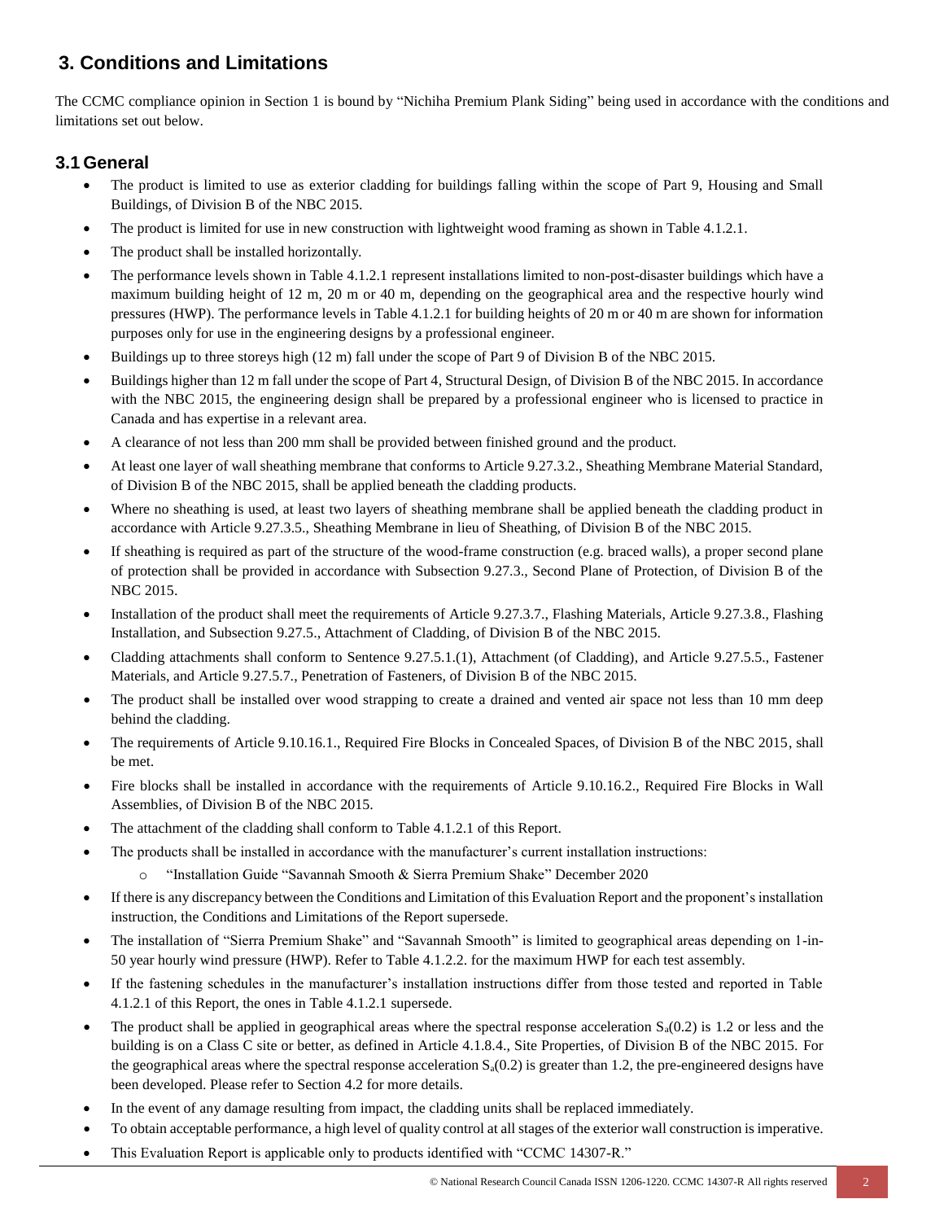## 3. Conditions and Limitations

The CCMC compliance opinion in Section 1 is bound by "Nichiha Premium Plank Siding" being used in accordance with the conditions and limitations set out below.

### 3.1 General

- The product is limited to use as exterior cladding for buildings falling within the scope of Part 9, Housing and Small Buildings, of Division B of the NBC 2015.
- The product is limited for use in new construction with lightweight wood framing as shown in Table 4.1.2.1.
- The product shall be installed horizontally.
- The performance levels shown in Table 4.1.2.1 represent installations limited to non-post-disaster buildings which have a maximum building height of 12 m, 20 m or 40 m, depending on the geographical area and the respective hourly wind pressures (HWP). The performance levels in Table 4.1.2.1 for building heights of 20 m or 40 m are shown for information purposes only for use in the engineering designs by a professional engineer.
- Buildings up to three storeys high (12 m) fall under the scope of Part 9 of Division B of the NBC 2015.
- Buildings higher than 12 m fall under the scope of Part 4, Structural Design, of Division B of the NBC 2015. In accordance with the NBC 2015, the engineering design shall be prepared by a professional engineer who is licensed to practice in Canada and has expertise in a relevant area.
- A clearance of not less than 200 mm shall be provided between finished ground and the product.
- At least one layer of wall sheathing membrane that conforms to Article 9.27.3.2., Sheathing Membrane Material Standard, of Division B of the NBC 2015, shall be applied beneath the cladding products.
- Where no sheathing is used, at least two layers of sheathing membrane shall be applied beneath the cladding product in accordance with Article 9.27.3.5., Sheathing Membrane in lieu of Sheathing, of Division B of the NBC 2015.
- If sheathing is required as part of the structure of the wood-frame construction (e.g. braced walls), a proper second plane of protection shall be provided in accordance with Subsection 9.27.3., Second Plane of Protection, of Division B of the NBC 2015.
- Installation of the product shall meet the requirements of Article 9.27.3.7., Flashing Materials, Article 9.27.3.8., Flashing Installation, and Subsection 9.27.5., Attachment of Cladding, of Division B of the NBC 2015.
- Cladding attachments shall conform to Sentence 9.27.5.1.(1), Attachment (of Cladding), and Article 9.27.5.5., Fastener Materials, and Article 9.27.5.7., Penetration of Fasteners, of Division B of the NBC 2015.
- The product shall be installed over wood strapping to create a drained and vented air space not less than 10 mm deep behind the cladding.
- The requirements of Article 9.10.16.1., Required Fire Blocks in Concealed Spaces, of Division B of the NBC 2015, shall be met.
- Fire blocks shall be installed in accordance with the requirements of Article 9.10.16.2., Required Fire Blocks in Wall Assemblies, of Division B of the NBC 2015.
- The attachment of the cladding shall conform to Table 4.1.2.1 of this Report.
- The products shall be installed in accordance with the manufacturer's current installation instructions:
    - "Installation Guide "Savannah Smooth & Sierra Premium Shake" December 2020
- If there is any discrepancy between the Conditions and Limitation of this Evaluation Report and the proponent's installation instruction, the Conditions and Limitations of the Report supersede.
- The installation of "Sierra Premium Shake" and "Savannah Smooth" is limited to geographical areas depending on 1-in-50 year hourly wind pressure (HWP). Refer to Table 4.1.2.2. for the maximum HWP for each test assembly.
- If the fastening schedules in the manufacturer's installation instructions differ from those tested and reported in Table 4.1.2.1 of this Report, the ones in Table 4.1.2.1 supersede.
- The product shall be applied in geographical areas where the spectral response acceleration $S_a(0.2)$ is 1.2 or less and the building is on a Class C site or better, as defined in Article 4.1.8.4., Site Properties, of Division B of the NBC 2015. For the geographical areas where the spectral response acceleration $S_a(0.2)$ is greater than 1.2, the pre-engineered designs have been developed. Please refer to Section 4.2 for more details.
- In the event of any damage resulting from impact, the cladding units shall be replaced immediately.
- To obtain acceptable performance, a high level of quality control at all stages of the exterior wall construction is imperative.
- This Evaluation Report is applicable only to products identified with "CCMC 14307-R."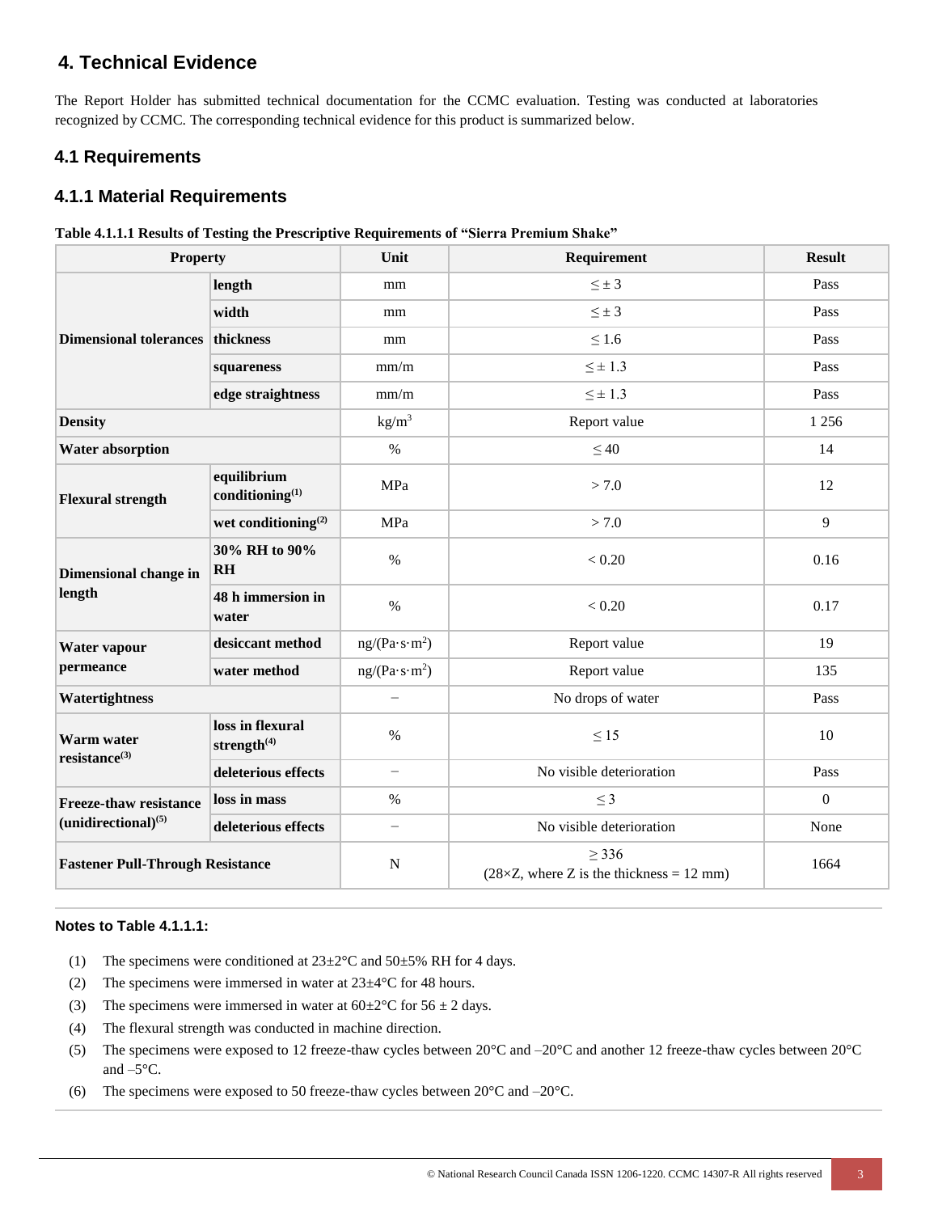## 4. Technical Evidence

The Report Holder has submitted technical documentation for the CCMC evaluation. Testing was conducted at laboratories recognized by CCMC. The corresponding technical evidence for this product is summarized below.

### 4.1 Requirements

### 4.1.1 Material Requirements

**Table 4.1.1.1 Results of Testing the Prescriptive Requirements of "Sierra Premium Shake"**

| Property | | Unit | Requirement | Result |
|---|---|---|---|---|
| Dimensional tolerances | length | mm | $\leq \pm 3$ | Pass |
| | width | mm | $\leq \pm 3$ | Pass |
| | thickness | mm | $\leq 1.6$ | Pass |
| | squareness | mm/m | $\leq \pm 1.3$ | Pass |
| | edge straightness | mm/m | $\leq \pm 1.3$ | Pass |
| Density | | $kg/m^3$ | Report value | 1 256 |
| Water absorption | | % | $\leq 40$ | 14 |
| Flexural strength | equilibrium conditioning(1) | MPa | $> 7.0$ | 12 |
| | wet conditioning(2) | MPa | $> 7.0$ | 9 |
| Dimensional change in length | 30% RH to 90% RH | % | $< 0.20$ | 0.16 |
| | 48 h immersion in water | % | $< 0.20$ | 0.17 |
| Water vapour permeance | desiccant method | $ng/(Pa \cdot s \cdot m^2)$ | Report value | 19 |
| | water method | $ng/(Pa \cdot s \cdot m^2)$ | Report value | 135 |
| Watertightness | | − | No drops of water | Pass |
| Warm water resistance(3) | loss in flexural strength(4) | % | $\leq 15$ | 10 |
| | deleterious effects | − | No visible deterioration | Pass |
| Freeze-thaw resistance (unidirectional)(5) | loss in mass | % | $\leq 3$ | 0 |
| | deleterious effects | − | No visible deterioration | None |
| Fastener Pull-Through Resistance | | N | $\geq 336$ ($28 \times Z$, where Z is the thickness = 12 mm) | 1664 |

**Notes to Table 4.1.1.1:**

(1) The specimens were conditioned at 23±2°C and 50±5% RH for 4 days.

(2) The specimens were immersed in water at 23±4°C for 48 hours.

(3) The specimens were immersed in water at 60±2°C for 56 ± 2 days.

(4) The flexural strength was conducted in machine direction.

(5) The specimens were exposed to 12 freeze-thaw cycles between 20°C and –20°C and another 12 freeze-thaw cycles between 20°C and –5°C.

(6) The specimens were exposed to 50 freeze-thaw cycles between 20°C and –20°C.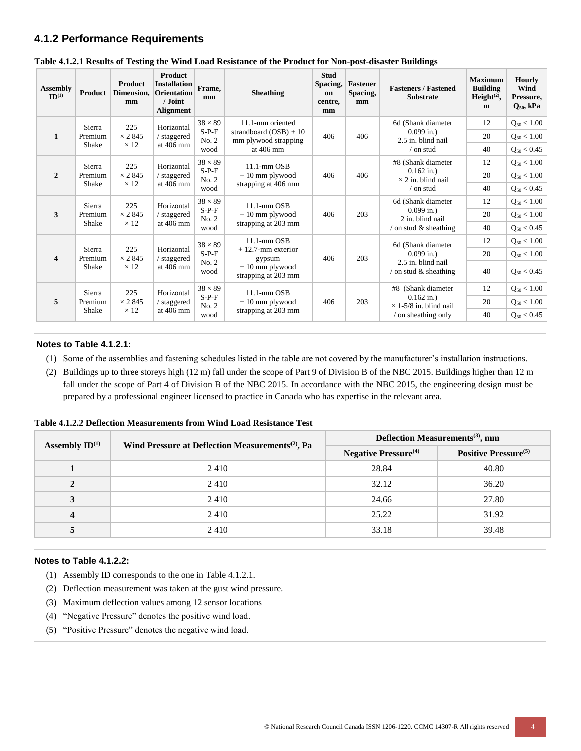## 4.1.2 Performance Requirements

**Table 4.1.2.1 Results of Testing the Wind Load Resistance of the Product for Non-post-disaster Buildings**

| Assembly ID[1] | Product | Product Dimension, mm | Product Installation Orientation / Joint Alignment | Frame, mm | Sheathing | Stud Spacing, on centre, mm | Fastener Spacing, mm | Fasteners / Fastened Substrate | Maximum Building Height[2], m | Hourly Wind Pressure, $Q_{50}$, kPa |
|---|---|---|---|---|---|---|---|---|---|---|
| 1 | Sierra Premium Shake | 225 × 2 845 × 12 | Horizontal / staggered at 406 mm | 38 × 89 S-P-F No. 2 wood | 11.1-mm oriented strandboard (OSB) + 10 mm plywood strapping at 406 mm | 406 | 406 | 6d (Shank diameter 0.099 in.) 2.5 in. blind nail / on stud | 12 | $Q_{50} < 1.00$ |
| | | | | | | | | | 20 | $Q_{50} < 1.00$ |
| | | | | | | | | | 40 | $Q_{50} < 0.45$ |
| 2 | Sierra Premium Shake | 225 × 2 845 × 12 | Horizontal / staggered at 406 mm | 38 × 89 S-P-F No. 2 wood | 11.1-mm OSB + 10 mm plywood strapping at 406 mm | 406 | 406 | #8 (Shank diameter 0.162 in.) × 2 in. blind nail / on stud | 12 | $Q_{50} < 1.00$ |
| | | | | | | | | | 20 | $Q_{50} < 1.00$ |
| | | | | | | | | | 40 | $Q_{50} < 0.45$ |
| 3 | Sierra Premium Shake | 225 × 2 845 × 12 | Horizontal / staggered at 406 mm | 38 × 89 S-P-F No. 2 wood | 11.1-mm OSB + 10 mm plywood strapping at 203 mm | 406 | 203 | 6d (Shank diameter 0.099 in.) 2 in. blind nail / on stud & sheathing | 12 | $Q_{50} < 1.00$ |
| | | | | | | | | | 20 | $Q_{50} < 1.00$ |
| | | | | | | | | | 40 | $Q_{50} < 0.45$ |
| 4 | Sierra Premium Shake | 225 × 2 845 × 12 | Horizontal / staggered at 406 mm | 38 × 89 S-P-F No. 2 wood | 11.1-mm OSB + 12.7-mm exterior gypsum + 10 mm plywood strapping at 203 mm | 406 | 203 | 6d (Shank diameter 0.099 in.) 2.5 in. blind nail / on stud & sheathing | 12 | $Q_{50} < 1.00$ |
| | | | | | | | | | 20 | $Q_{50} < 1.00$ |
| | | | | | | | | | 40 | $Q_{50} < 0.45$ |
| 5 | Sierra Premium Shake | 225 × 2 845 × 12 | Horizontal / staggered at 406 mm | 38 × 89 S-P-F No. 2 wood | 11.1-mm OSB + 10 mm plywood strapping at 203 mm | 406 | 203 | #8 (Shank diameter 0.162 in.) × 1-5/8 in. blind nail / on sheathing only | 12 | $Q_{50} < 1.00$ |
| | | | | | | | | | 20 | $Q_{50} < 1.00$ |
| | | | | | | | | | 40 | $Q_{50} < 0.45$ |

**Notes to Table 4.1.2.1:**

(1) Some of the assemblies and fastening schedules listed in the table are not covered by the manufacturer's installation instructions.

(2) Buildings up to three storeys high (12 m) fall under the scope of Part 9 of Division B of the NBC 2015. Buildings higher than 12 m fall under the scope of Part 4 of Division B of the NBC 2015. In accordance with the NBC 2015, the engineering design must be prepared by a professional engineer licensed to practice in Canada who has expertise in the relevant area.

**Table 4.1.2.2 Deflection Measurements from Wind Load Resistance Test**

| Assembly ID[1] | Wind Pressure at Deflection Measurements[2], Pa | Deflection Measurements[3], mm | |
|---|---|---|---|
| | | Negative Pressure[4] | Positive Pressure[5] |
| 1 | 2 410 | 28.84 | 40.80 |
| 2 | 2 410 | 32.12 | 36.20 |
| 3 | 2 410 | 24.66 | 27.80 |
| 4 | 2 410 | 25.22 | 31.92 |
| 5 | 2 410 | 33.18 | 39.48 |

**Notes to Table 4.1.2.2:**

(1) Assembly ID corresponds to the one in Table 4.1.2.1.

(2) Deflection measurement was taken at the gust wind pressure.

(3) Maximum deflection values among 12 sensor locations

(4) "Negative Pressure" denotes the positive wind load.

(5) "Positive Pressure" denotes the negative wind load.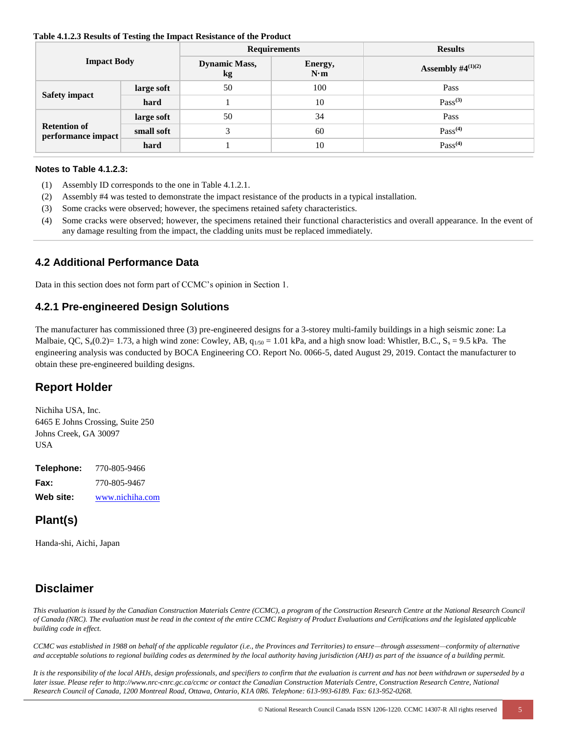**Table 4.1.2.3 Results of Testing the Impact Resistance of the Product**

| Impact Body | | Requirements | | Results |
|---|---|---|---|---|
| | | Dynamic Mass, kg | Energy, N·m | Assembly #4[(1)(2)] |
| Safety impact | large soft | 50 | 100 | Pass |
| | hard | 1 | 10 | Pass[(3)] |
| Retention of performance impact | large soft | 50 | 34 | Pass |
| | small soft | 3 | 60 | Pass[(4)] |
| | hard | 1 | 10 | Pass[(4)] |

**Notes to Table 4.1.2.3:**

(1) Assembly ID corresponds to the one in Table 4.1.2.1.

(2) Assembly #4 was tested to demonstrate the impact resistance of the products in a typical installation.

(3) Some cracks were observed; however, the specimens retained safety characteristics.

(4) Some cracks were observed; however, the specimens retained their functional characteristics and overall appearance. In the event of any damage resulting from the impact, the cladding units must be replaced immediately.

## 4.2 Additional Performance Data

Data in this section does not form part of CCMC's opinion in Section 1.

### 4.2.1 Pre-engineered Design Solutions

The manufacturer has commissioned three (3) pre-engineered designs for a 3-storey multi-family buildings in a high seismic zone: La Malbaie, QC, $S_a(0.2)$= 1.73, a high wind zone: Cowley, AB, $q_{1/50}$ = 1.01 kPa, and a high snow load: Whistler, B.C., $S_s$ = 9.5 kPa. The engineering analysis was conducted by BOCA Engineering CO. Report No. 0066-5, dated August 29, 2019. Contact the manufacturer to obtain these pre-engineered building designs.

## Report Holder

Nichiha USA, Inc.
6465 E Johns Crossing, Suite 250
Johns Creek, GA 30097
USA

**Telephone:** 770-805-9466
**Fax:** 770-805-9467
**Web site:** www.nichiha.com

## Plant(s)

Handa-shi, Aichi, Japan

## Disclaimer

*This evaluation is issued by the Canadian Construction Materials Centre (CCMC), a program of the Construction Research Centre at the National Research Council of Canada (NRC). The evaluation must be read in the context of the entire CCMC Registry of Product Evaluations and Certifications and the legislated applicable building code in effect.*

*CCMC was established in 1988 on behalf of the applicable regulator (i.e., the Provinces and Territories) to ensure—through assessment—conformity of alternative and acceptable solutions to regional building codes as determined by the local authority having jurisdiction (AHJ) as part of the issuance of a building permit.*

*It is the responsibility of the local AHJs, design professionals, and specifiers to confirm that the evaluation is current and has not been withdrawn or superseded by a later issue. Please refer to http://www.nrc-cnrc.gc.ca/ccmc or contact the Canadian Construction Materials Centre, Construction Research Centre, National Research Council of Canada, 1200 Montreal Road, Ottawa, Ontario, K1A 0R6. Telephone: 613-993-6189. Fax: 613-952-0268.*

© National Research Council Canada ISSN 1206-1220. CCMC 14307-R All rights reserved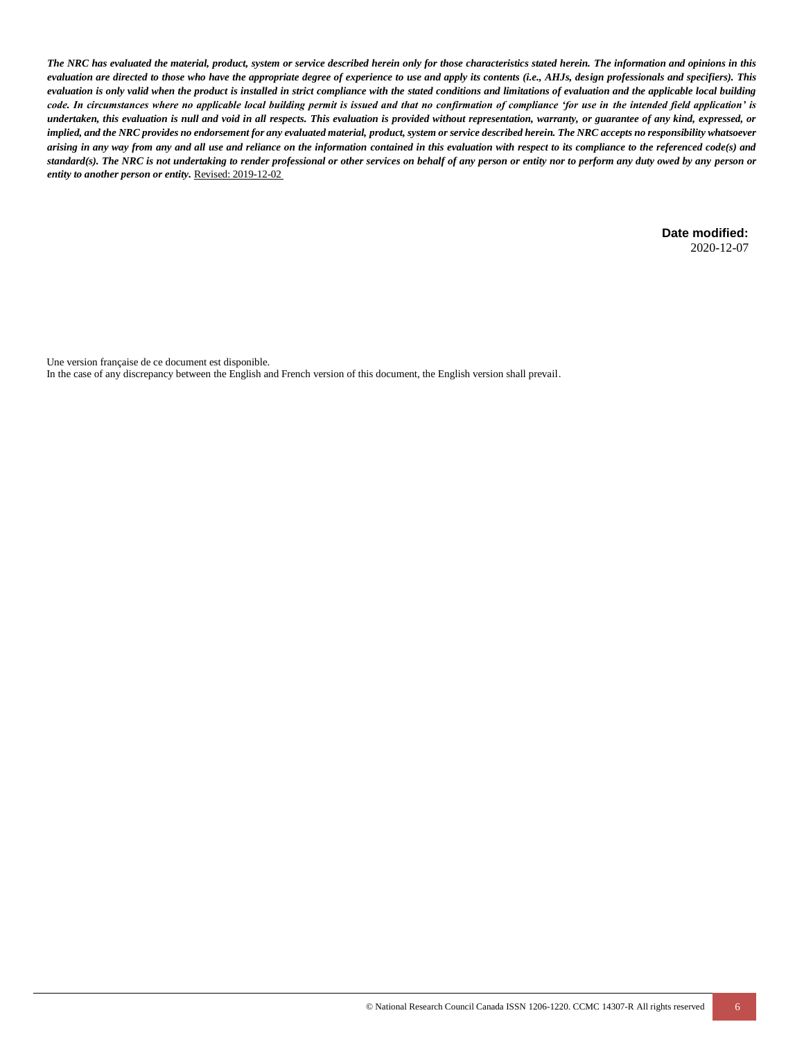***The NRC has evaluated the material, product, system or service described herein only for those characteristics stated herein. The information and opinions in this evaluation are directed to those who have the appropriate degree of experience to use and apply its contents (i.e., AHJs, design professionals and specifiers). This evaluation is only valid when the product is installed in strict compliance with the stated conditions and limitations of evaluation and the applicable local building code. In circumstances where no applicable local building permit is issued and that no confirmation of compliance 'for use in the intended field application' is undertaken, this evaluation is null and void in all respects. This evaluation is provided without representation, warranty, or guarantee of any kind, expressed, or implied, and the NRC provides no endorsement for any evaluated material, product, system or service described herein. The NRC accepts no responsibility whatsoever arising in any way from any and all use and reliance on the information contained in this evaluation with respect to its compliance to the referenced code(s) and standard(s). The NRC is not undertaking to render professional or other services on behalf of any person or entity nor to perform any duty owed by any person or entity to another person or entity.*** Revised: 2019-12-02

**Date modified:**
2020-12-07

Une version française de ce document est disponible.
In the case of any discrepancy between the English and French version of this document, the English version shall prevail.

© National Research Council Canada ISSN 1206-1220. CCMC 14307-R All rights reserved